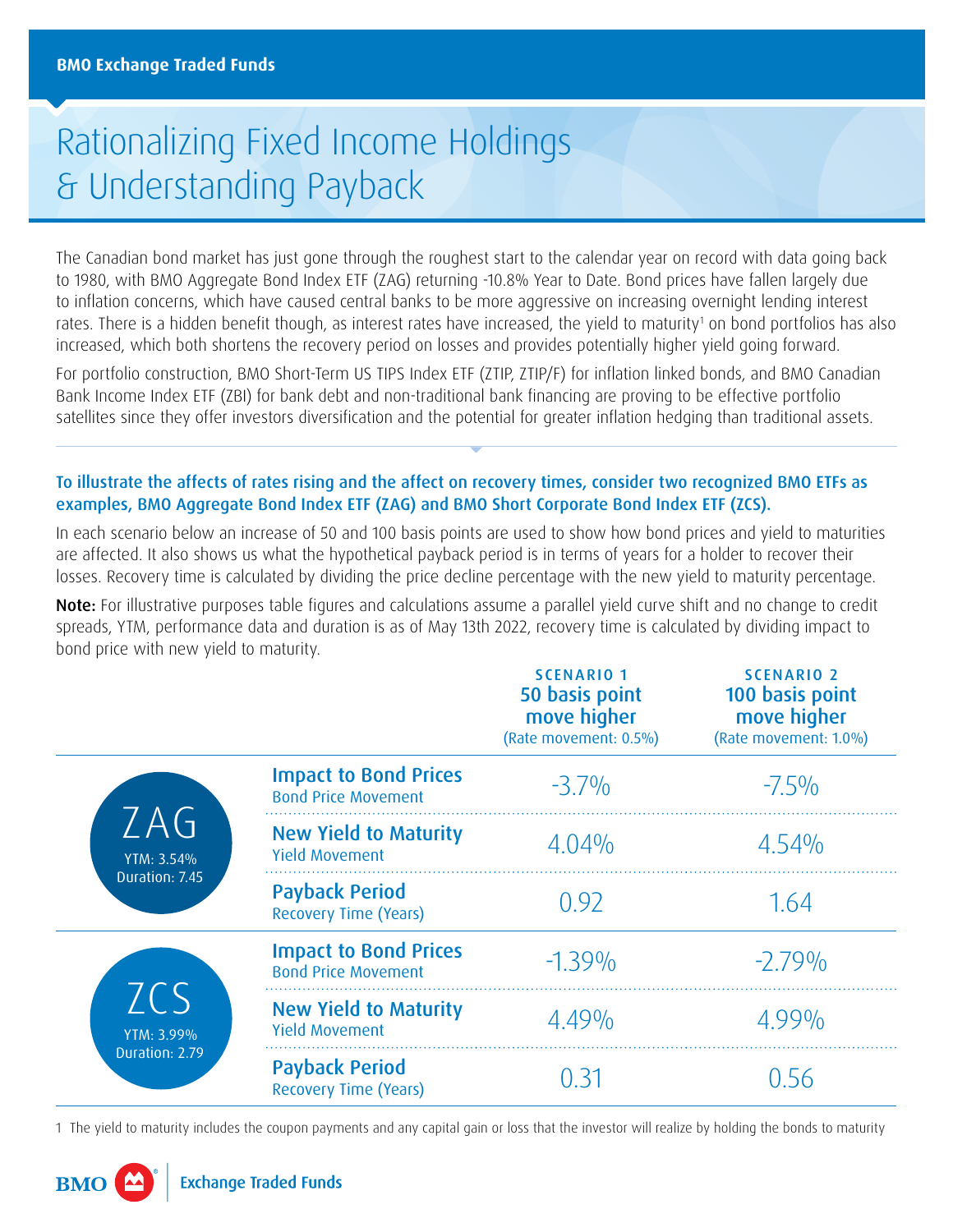BMO Exchange Traded Funds

# Rationalizing Fixed Income Holdings & Understanding Payback

The Canadian bond market has just gone through the roughest start to the calendar year on record with data going back to 1980, with BMO Aggregate Bond Index ETF (ZAG) returning -10.8% Year to Date. Bond prices have fallen largely due to inflation concerns, which have caused central banks to be more aggressive on increasing overnight lending interest rates. There is a hidden benefit though, as interest rates have increased, the yield to maturity[1] on bond portfolios has also increased, which both shortens the recovery period on losses and provides potentially higher yield going forward.

For portfolio construction, BMO Short-Term US TIPS Index ETF (ZTIP, ZTIP/F) for inflation linked bonds, and BMO Canadian Bank Income Index ETF (ZBI) for bank debt and non-traditional bank financing are proving to be effective portfolio satellites since they offer investors diversification and the potential for greater inflation hedging than traditional assets.

**To illustrate the affects of rates rising and the affect on recovery times, consider two recognized BMO ETFs as examples, BMO Aggregate Bond Index ETF (ZAG) and BMO Short Corporate Bond Index ETF (ZCS).**

In each scenario below an increase of 50 and 100 basis points are used to show how bond prices and yield to maturities are affected. It also shows us what the hypothetical payback period is in terms of years for a holder to recover their losses. Recovery time is calculated by dividing the price decline percentage with the new yield to maturity percentage.

**Note:** For illustrative purposes table figures and calculations assume a parallel yield curve shift and no change to credit spreads, YTM, performance data and duration is as of May 13th 2022, recovery time is calculated by dividing impact to bond price with new yield to maturity.

| | | SCENARIO 1 **50 basis point move higher** (Rate movement: 0.5%) | SCENARIO 2 **100 basis point move higher** (Rate movement: 1.0%) |
|---|---|---|---|
| **ZAG** YTM: 3.54% Duration: 7.45 | **Impact to Bond Prices** Bond Price Movement | -3.7% | -7.5% |
| | **New Yield to Maturity** Yield Movement | 4.04% | 4.54% |
| | **Payback Period** Recovery Time (Years) | 0.92 | 1.64 |
| **ZCS** YTM: 3.99% Duration: 2.79 | **Impact to Bond Prices** Bond Price Movement | -1.39% | -2.79% |
| | **New Yield to Maturity** Yield Movement | 4.49% | 4.99% |
| | **Payback Period** Recovery Time (Years) | 0.31 | 0.56 |

1 The yield to maturity includes the coupon payments and any capital gain or loss that the investor will realize by holding the bonds to maturity

BMO Exchange Traded Funds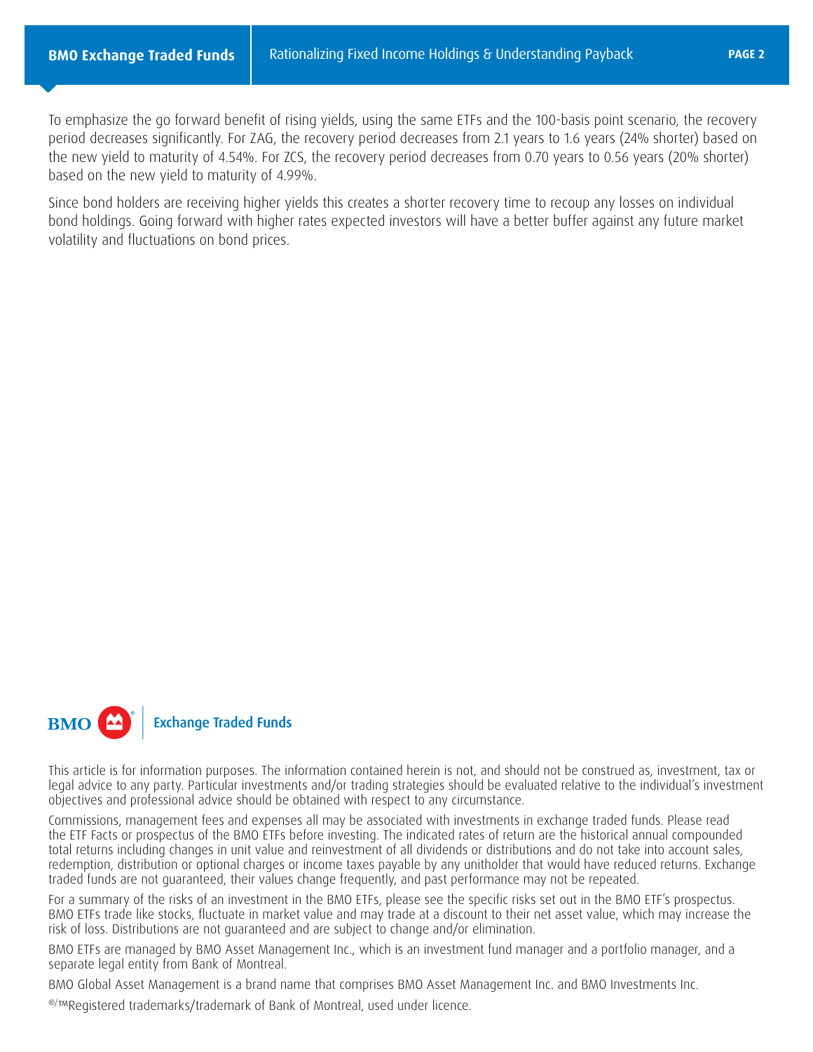To emphasize the go forward benefit of rising yields, using the same ETFs and the 100-basis point scenario, the recovery period decreases significantly. For ZAG, the recovery period decreases from 2.1 years to 1.6 years (24% shorter) based on the new yield to maturity of 4.54%. For ZCS, the recovery period decreases from 0.70 years to 0.56 years (20% shorter) based on the new yield to maturity of 4.99%.

Since bond holders are receiving higher yields this creates a shorter recovery time to recoup any losses on individual bond holdings. Going forward with higher rates expected investors will have a better buffer against any future market volatility and fluctuations on bond prices.

BMO Exchange Traded Funds

This article is for information purposes. The information contained herein is not, and should not be construed as, investment, tax or legal advice to any party. Particular investments and/or trading strategies should be evaluated relative to the individual's investment objectives and professional advice should be obtained with respect to any circumstance.

Commissions, management fees and expenses all may be associated with investments in exchange traded funds. Please read the ETF Facts or prospectus of the BMO ETFs before investing. The indicated rates of return are the historical annual compounded total returns including changes in unit value and reinvestment of all dividends or distributions and do not take into account sales, redemption, distribution or optional charges or income taxes payable by any unitholder that would have reduced returns. Exchange traded funds are not guaranteed, their values change frequently, and past performance may not be repeated.

For a summary of the risks of an investment in the BMO ETFs, please see the specific risks set out in the BMO ETF's prospectus. BMO ETFs trade like stocks, fluctuate in market value and may trade at a discount to their net asset value, which may increase the risk of loss. Distributions are not guaranteed and are subject to change and/or elimination.

BMO ETFs are managed by BMO Asset Management Inc., which is an investment fund manager and a portfolio manager, and a separate legal entity from Bank of Montreal.

BMO Global Asset Management is a brand name that comprises BMO Asset Management Inc. and BMO Investments Inc.

®/™Registered trademarks/trademark of Bank of Montreal, used under licence.